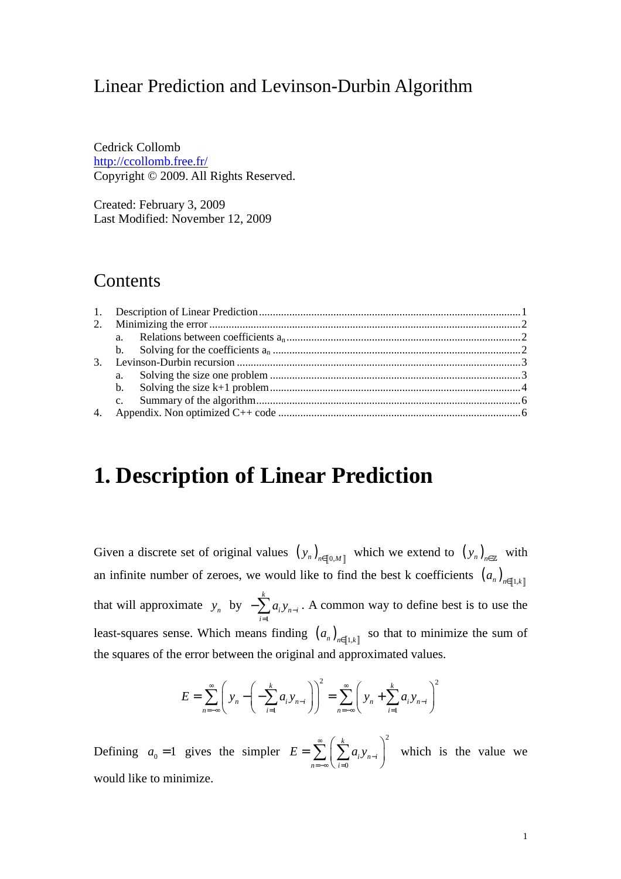# Linear Prediction and Levinson-Durbin Algorithm

Cedrick Collomb
http://ccollomb.free.fr/
Copyright © 2009. All Rights Reserved.

Created: February 3, 2009
Last Modified: November 12, 2009

## Contents

1. Description of Linear Prediction ........ 1
2. Minimizing the error ........ 2
   a. Relations between coefficients $a_n$ ........ 2
   b. Solving for the coefficients $a_n$ ........ 2
3. Levinson-Durbin recursion ........ 3
   a. Solving the size one problem ........ 3
   b. Solving the size k+1 problem ........ 4
   c. Summary of the algorithm ........ 6
4. Appendix. Non optimized C++ code ........ 6

# 1. Description of Linear Prediction

Given a discrete set of original values $(y_n)_{n\in[\![0,M]\!]}$ which we extend to $(y_n)_{n\in\mathbb{Z}}$ with an infinite number of zeroes, we would like to find the best k coefficients $(a_n)_{n\in[\![1,k]\!]}$ that will approximate $y_n$ by $-\sum_{i=1}^{k} a_i y_{n-i}$. A common way to define best is to use the least-squares sense. Which means finding $(a_n)_{n\in[\![1,k]\!]}$ so that to minimize the sum of the squares of the error between the original and approximated values.

$$E = \sum_{n=-\infty}^{\infty}\left(y_n - \left(-\sum_{i=1}^{k} a_i y_{n-i}\right)\right)^2 = \sum_{n=-\infty}^{\infty}\left(y_n + \sum_{i=1}^{k} a_i y_{n-i}\right)^2$$

Defining $a_0 = 1$ gives the simpler $E = \sum_{n=-\infty}^{\infty}\left(\sum_{i=0}^{k} a_i y_{n-i}\right)^2$ which is the value we would like to minimize.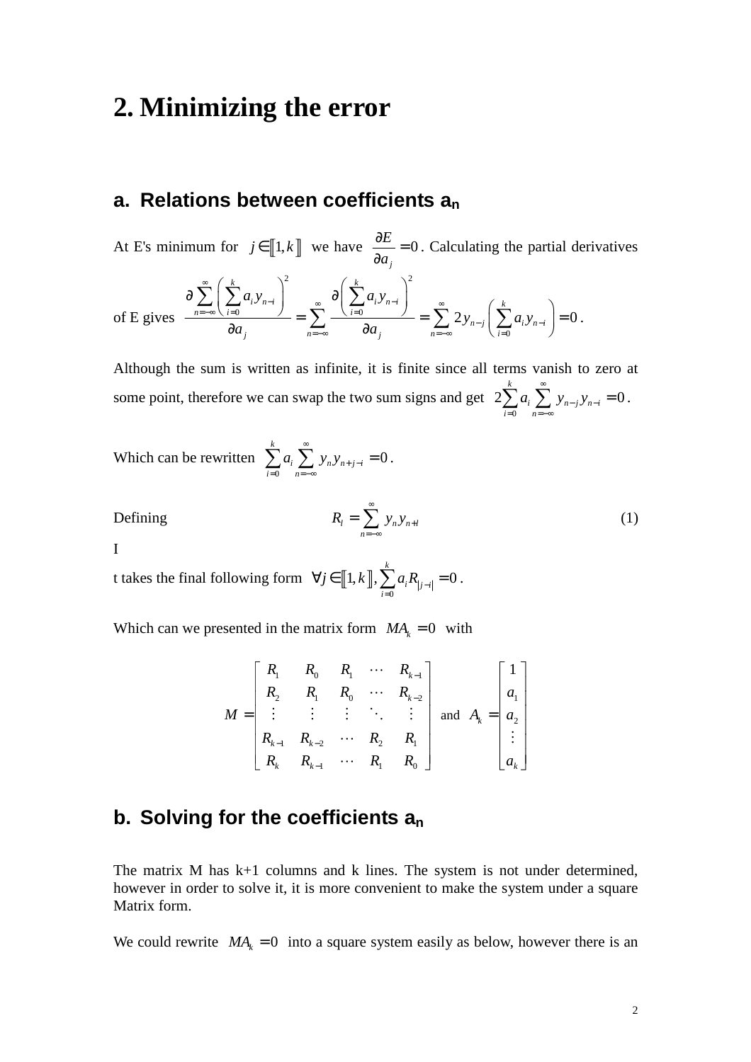# 2. Minimizing the error

## a. Relations between coefficients $a_n$

At E's minimum for $j \in [\![1,k]\!]$ we have $\frac{\partial E}{\partial a_j} = 0$. Calculating the partial derivatives of E gives $\frac{\partial \sum_{n=-\infty}^{\infty} \left( \sum_{i=0}^{k} a_i y_{n-i} \right)^2}{\partial a_j} = \sum_{n=-\infty}^{\infty} \frac{\partial \left( \sum_{i=0}^{k} a_i y_{n-i} \right)^2}{\partial a_j} = \sum_{n=-\infty}^{\infty} 2 y_{n-j} \left( \sum_{i=0}^{k} a_i y_{n-i} \right) = 0$.

Although the sum is written as infinite, it is finite since all terms vanish to zero at some point, therefore we can swap the two sum signs and get $2 \sum_{i=0}^{k} a_i \sum_{n=-\infty}^{\infty} y_{n-j} y_{n-i} = 0$.

Which can be rewritten $\sum_{i=0}^{k} a_i \sum_{n=-\infty}^{\infty} y_n y_{n+j-i} = 0$.

Defining

$$R_l = \sum_{n=-\infty}^{\infty} y_n y_{n+l} \tag{1}$$

I

t takes the final following form $\forall j \in [\![1,k]\!], \sum_{i=0}^{k} a_i R_{|j-i|} = 0$.

Which can we presented in the matrix form $MA_k = 0$ with

$$M = \begin{bmatrix} R_1 & R_0 & R_1 & \cdots & R_{k-1} \\ R_2 & R_1 & R_0 & \cdots & R_{k-2} \\ \vdots & \vdots & \vdots & \ddots & \vdots \\ R_{k-1} & R_{k-2} & \cdots & R_2 & R_1 \\ R_k & R_{k-1} & \cdots & R_1 & R_0 \end{bmatrix} \text{ and } A_k = \begin{bmatrix} 1 \\ a_1 \\ a_2 \\ \vdots \\ a_k \end{bmatrix}$$

## b. Solving for the coefficients $a_n$

The matrix M has k+1 columns and k lines. The system is not under determined, however in order to solve it, it is more convenient to make the system under a square Matrix form.

We could rewrite $MA_k = 0$ into a square system easily as below, however there is an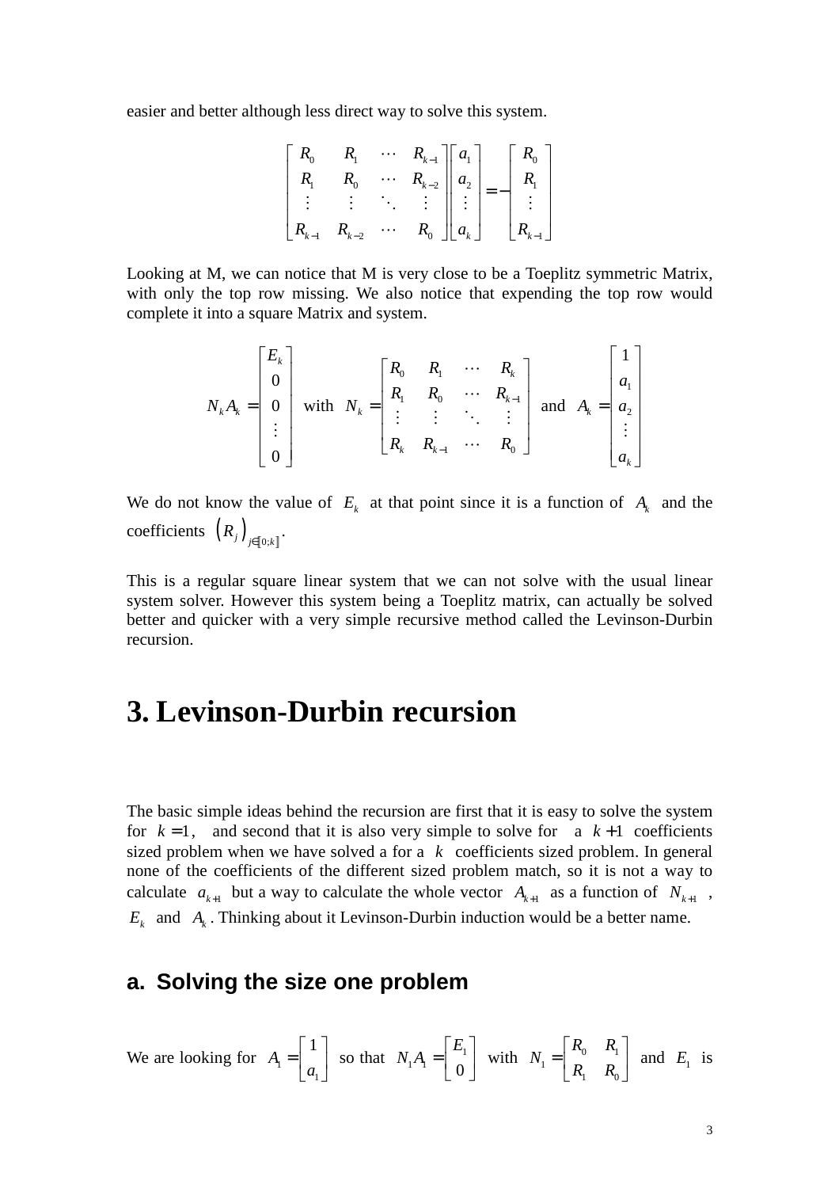easier and better although less direct way to solve this system.

$$\begin{bmatrix} R_0 & R_1 & \cdots & R_{k-1} \\ R_1 & R_0 & \cdots & R_{k-2} \\ \vdots & \vdots & \ddots & \vdots \\ R_{k-1} & R_{k-2} & \cdots & R_0 \end{bmatrix} \begin{bmatrix} a_1 \\ a_2 \\ \vdots \\ a_k \end{bmatrix} = - \begin{bmatrix} R_0 \\ R_1 \\ \vdots \\ R_{k-1} \end{bmatrix}$$

Looking at M, we can notice that M is very close to be a Toeplitz symmetric Matrix, with only the top row missing. We also notice that expending the top row would complete it into a square Matrix and system.

$$N_k A_k = \begin{bmatrix} E_k \\ 0 \\ 0 \\ \vdots \\ 0 \end{bmatrix} \quad \text{with} \quad N_k = \begin{bmatrix} R_0 & R_1 & \cdots & R_k \\ R_1 & R_0 & \cdots & R_{k-1} \\ \vdots & \vdots & \ddots & \vdots \\ R_k & R_{k-1} & \cdots & R_0 \end{bmatrix} \quad \text{and} \quad A_k = \begin{bmatrix} 1 \\ a_1 \\ a_2 \\ \vdots \\ a_k \end{bmatrix}$$

We do not know the value of $E_k$ at that point since it is a function of $A_k$ and the coefficients $\left(R_j\right)_{j \in [\![0;k]\!]}$.

This is a regular square linear system that we can not solve with the usual linear system solver. However this system being a Toeplitz matrix, can actually be solved better and quicker with a very simple recursive method called the Levinson-Durbin recursion.

# 3. Levinson-Durbin recursion

The basic simple ideas behind the recursion are first that it is easy to solve the system for $k=1$, and second that it is also very simple to solve for a $k+1$ coefficients sized problem when we have solved a for a $k$ coefficients sized problem. In general none of the coefficients of the different sized problem match, so it is not a way to calculate $a_{k+1}$ but a way to calculate the whole vector $A_{k+1}$ as a function of $N_{k+1}$, $E_k$ and $A_k$. Thinking about it Levinson-Durbin induction would be a better name.

## a. Solving the size one problem

We are looking for $A_1 = \begin{bmatrix} 1 \\ a_1 \end{bmatrix}$ so that $N_1 A_1 = \begin{bmatrix} E_1 \\ 0 \end{bmatrix}$ with $N_1 = \begin{bmatrix} R_0 & R_1 \\ R_1 & R_0 \end{bmatrix}$ and $E_1$ is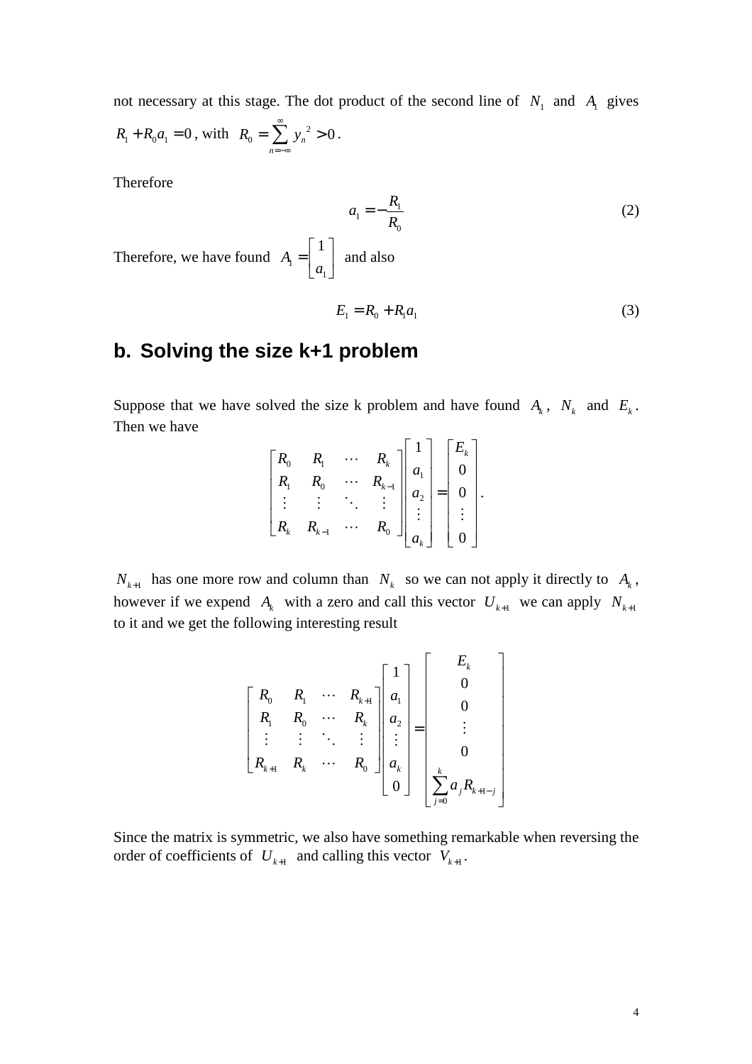not necessary at this stage. The dot product of the second line of $N_1$ and $A_1$ gives $R_1 + R_0 a_1 = 0$, with $R_0 = \sum_{n=-\infty}^{\infty} y_n^{\,2} > 0$.

Therefore

$$a_1 = -\frac{R_1}{R_0} \tag{2}$$

Therefore, we have found $A_1 = \begin{bmatrix} 1 \\ a_1 \end{bmatrix}$ and also

$$E_1 = R_0 + R_1 a_1 \tag{3}$$

## b. Solving the size k+1 problem

Suppose that we have solved the size k problem and have found $A_k$, $N_k$ and $E_k$. Then we have

$$\begin{bmatrix} R_0 & R_1 & \cdots & R_k \\ R_1 & R_0 & \cdots & R_{k-1} \\ \vdots & \vdots & \ddots & \vdots \\ R_k & R_{k-1} & \cdots & R_0 \end{bmatrix} \begin{bmatrix} 1 \\ a_1 \\ a_2 \\ \vdots \\ a_k \end{bmatrix} = \begin{bmatrix} E_k \\ 0 \\ 0 \\ \vdots \\ 0 \end{bmatrix}.$$

$N_{k+1}$ has one more row and column than $N_k$ so we can not apply it directly to $A_k$, however if we expend $A_k$ with a zero and call this vector $U_{k+1}$ we can apply $N_{k+1}$ to it and we get the following interesting result

$$\begin{bmatrix} R_0 & R_1 & \cdots & R_{k+1} \\ R_1 & R_0 & \cdots & R_k \\ \vdots & \vdots & \ddots & \vdots \\ R_{k+1} & R_k & \cdots & R_0 \end{bmatrix} \begin{bmatrix} 1 \\ a_1 \\ a_2 \\ \vdots \\ a_k \\ 0 \end{bmatrix} = \begin{bmatrix} E_k \\ 0 \\ 0 \\ \vdots \\ 0 \\ \sum_{j=0}^{k} a_j R_{k+1-j} \end{bmatrix}$$

Since the matrix is symmetric, we also have something remarkable when reversing the order of coefficients of $U_{k+1}$ and calling this vector $V_{k+1}$.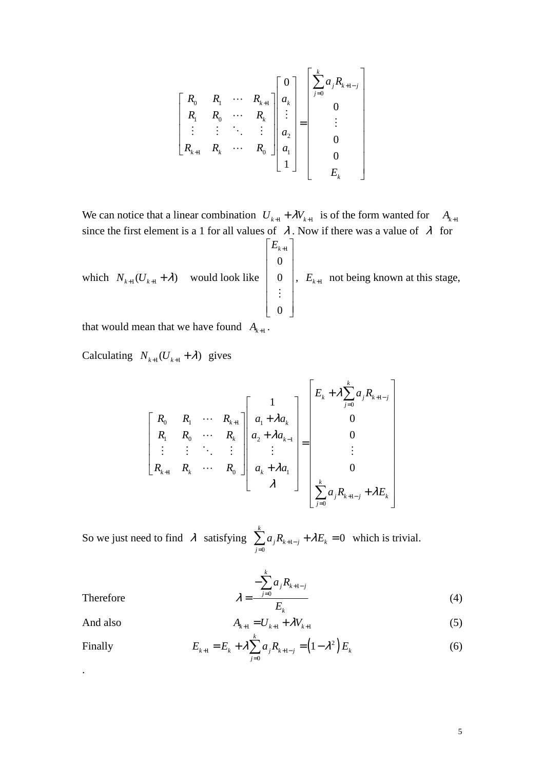$$
\begin{bmatrix} R_0 & R_1 & \cdots & R_{k+1} \\ R_1 & R_0 & \cdots & R_k \\ \vdots & \vdots & \ddots & \vdots \\ R_{k+1} & R_k & \cdots & R_0 \end{bmatrix} \begin{bmatrix} 0 \\ a_k \\ \vdots \\ a_2 \\ a_1 \\ 1 \end{bmatrix} = \begin{bmatrix} \sum_{j=0}^{k} a_j R_{k+1-j} \\ 0 \\ \vdots \\ 0 \\ 0 \\ E_k \end{bmatrix}
$$

We can notice that a linear combination $U_{k+1} + \lambda V_{k+1}$ is of the form wanted for $A_{k+1}$ since the first element is a 1 for all values of $\lambda$. Now if there was a value of $\lambda$ for which $N_{k+1}(U_{k+1} + \lambda)$ would look like $\begin{bmatrix} E_{k+1} \\ 0 \\ 0 \\ \vdots \\ 0 \end{bmatrix}$, $E_{k+1}$ not being known at this stage, that would mean that we have found $A_{k+1}$.

Calculating $N_{k+1}(U_{k+1} + \lambda)$ gives

$$
\begin{bmatrix} R_0 & R_1 & \cdots & R_{k+1} \\ R_1 & R_0 & \cdots & R_k \\ \vdots & \vdots & \ddots & \vdots \\ R_{k+1} & R_k & \cdots & R_0 \end{bmatrix} \begin{bmatrix} 1 \\ a_1 + \lambda a_k \\ a_2 + \lambda a_{k-1} \\ \vdots \\ a_k + \lambda a_1 \\ \lambda \end{bmatrix} = \begin{bmatrix} E_k + \lambda \sum_{j=0}^{k} a_j R_{k+1-j} \\ 0 \\ 0 \\ \vdots \\ 0 \\ \sum_{j=0}^{k} a_j R_{k+1-j} + \lambda E_k \end{bmatrix}
$$

So we just need to find $\lambda$ satisfying $\sum_{j=0}^{k} a_j R_{k+1-j} + \lambda E_k = 0$ which is trivial.

Therefore
$$
\lambda = \frac{-\sum_{j=0}^{k} a_j R_{k+1-j}}{E_k} \tag{4}
$$

And also
$$
A_{k+1} = U_{k+1} + \lambda V_{k+1} \tag{5}
$$

Finally
$$
E_{k+1} = E_k + \lambda \sum_{j=0}^{k} a_j R_{k+1-j} = \left(1 - \lambda^2\right) E_k \tag{6}
$$

.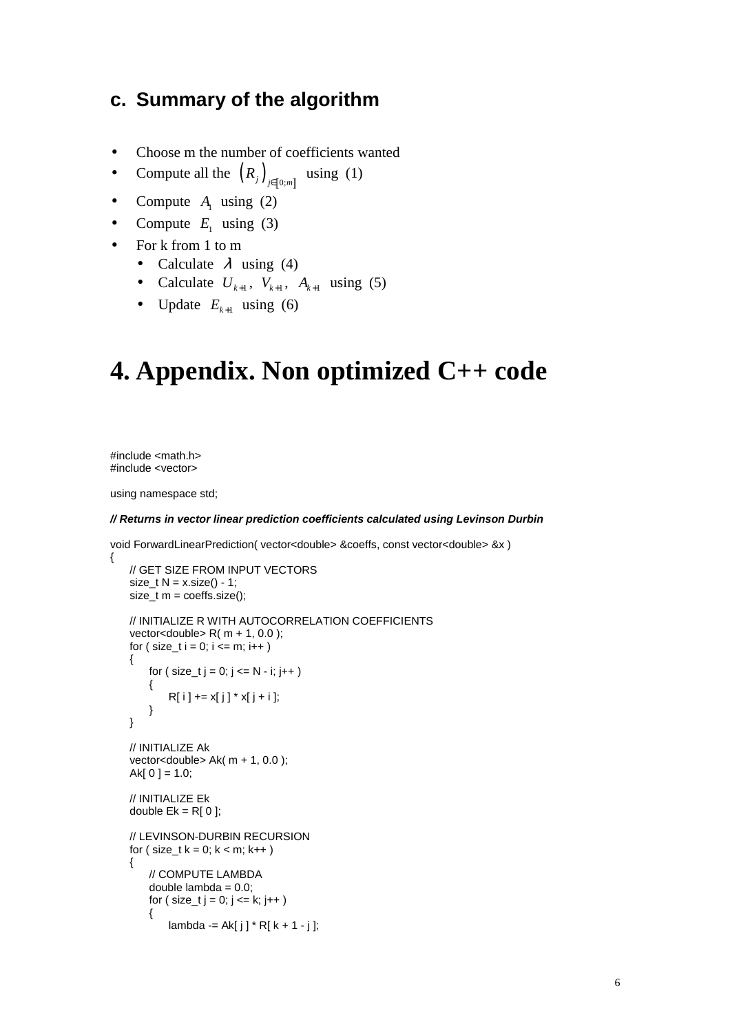### c. Summary of the algorithm

- Choose m the number of coefficients wanted
- Compute all the $\left(R_j\right)_{j\in[\![0;m]\!]}$ using (1)
- Compute $A_1$ using (2)
- Compute $E_1$ using (3)
- For k from 1 to m
  - Calculate $\lambda$ using (4)
  - Calculate $U_{k+1}$, $V_{k+1}$, $A_{k+1}$ using (5)
  - Update $E_{k+1}$ using (6)

# 4. Appendix. Non optimized C++ code

```
#include <math.h>
#include <vector>

using namespace std;

// Returns in vector linear prediction coefficients calculated using Levinson Durbin

void ForwardLinearPrediction( vector<double> &coeffs, const vector<double> &x )
{
    // GET SIZE FROM INPUT VECTORS
    size_t N = x.size() - 1;
    size_t m = coeffs.size();

    // INITIALIZE R WITH AUTOCORRELATION COEFFICIENTS
    vector<double> R( m + 1, 0.0 );
    for ( size_t i = 0; i <= m; i++ )
    {
        for ( size_t j = 0; j <= N - i; j++ )
        {
            R[ i ] += x[ j ] * x[ j + i ];
        }
    }

    // INITIALIZE Ak
    vector<double> Ak( m + 1, 0.0 );
    Ak[ 0 ] = 1.0;

    // INITIALIZE Ek
    double Ek = R[ 0 ];

    // LEVINSON-DURBIN RECURSION
    for ( size_t k = 0; k < m; k++ )
    {
        // COMPUTE LAMBDA
        double lambda = 0.0;
        for ( size_t j = 0; j <= k; j++ )
        {
            lambda -= Ak[ j ] * R[ k + 1 - j ];
```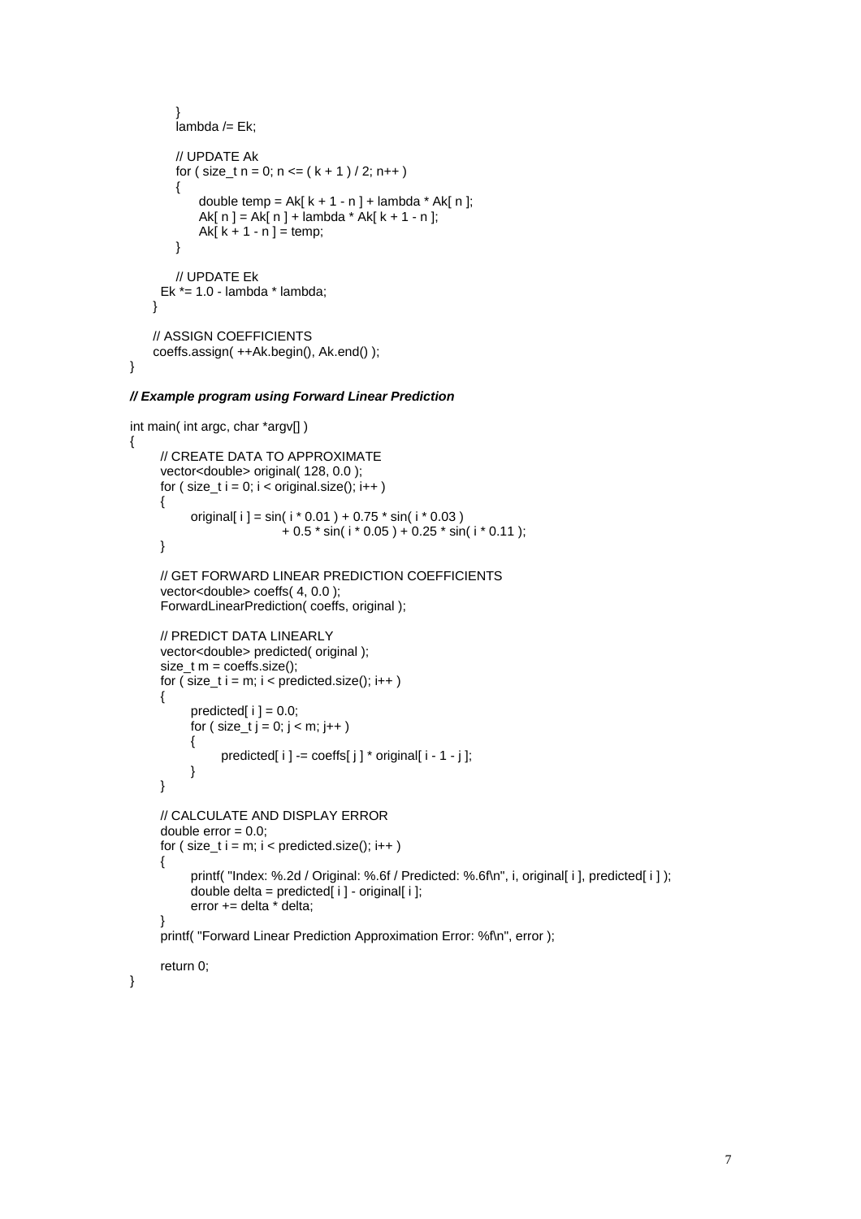```
        }
        lambda /= Ek;

        // UPDATE Ak
        for ( size_t n = 0; n <= ( k + 1 ) / 2; n++ )
        {
            double temp = Ak[ k + 1 - n ] + lambda * Ak[ n ];
            Ak[ n ] = Ak[ n ] + lambda * Ak[ k + 1 - n ];
            Ak[ k + 1 - n ] = temp;
        }

        // UPDATE Ek
      Ek *= 1.0 - lambda * lambda;
    }

    // ASSIGN COEFFICIENTS
    coeffs.assign( ++Ak.begin(), Ak.end() );
}
```

***// Example program using Forward Linear Prediction***

```
int main( int argc, char *argv[] )
{
    // CREATE DATA TO APPROXIMATE
    vector<double> original( 128, 0.0 );
    for ( size_t i = 0; i < original.size(); i++ )
    {
        original[ i ] = sin( i * 0.01 ) + 0.75 * sin( i * 0.03 )
                        + 0.5 * sin( i * 0.05 ) + 0.25 * sin( i * 0.11 );
    }

    // GET FORWARD LINEAR PREDICTION COEFFICIENTS
    vector<double> coeffs( 4, 0.0 );
    ForwardLinearPrediction( coeffs, original );

    // PREDICT DATA LINEARLY
    vector<double> predicted( original );
    size_t m = coeffs.size();
    for ( size_t i = m; i < predicted.size(); i++ )
    {
        predicted[ i ] = 0.0;
        for ( size_t j = 0; j < m; j++ )
        {
            predicted[ i ] -= coeffs[ j ] * original[ i - 1 - j ];
        }
    }

    // CALCULATE AND DISPLAY ERROR
    double error = 0.0;
    for ( size_t i = m; i < predicted.size(); i++ )
    {
        printf( "Index: %.2d / Original: %.6f / Predicted: %.6f\n", i, original[ i ], predicted[ i ] );
        double delta = predicted[ i ] - original[ i ];
        error += delta * delta;
    }
    printf( "Forward Linear Prediction Approximation Error: %f\n", error );

    return 0;
}
```